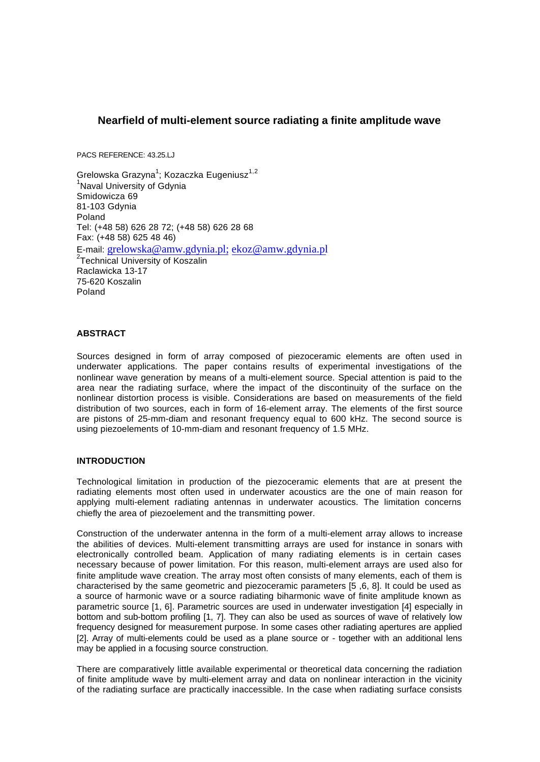# Nearfield of multi-element source radiating a finite amplitude wave

PACS REFERENCE: 43.25.LJ

Grelowska Grazyna[1]; Kozaczka Eugeniusz[1,2]
[1]Naval University of Gdynia
Smidowicza 69
81-103 Gdynia
Poland
Tel: (+48 58) 626 28 72; (+48 58) 626 28 68
Fax: (+48 58) 625 48 46)
E-mail: grelowska@amw.gdynia.pl; ekoz@amw.gdynia.pl
[2]Technical University of Koszalin
Raclawicka 13-17
75-620 Koszalin
Poland

## ABSTRACT

Sources designed in form of array composed of piezoceramic elements are often used in underwater applications. The paper contains results of experimental investigations of the nonlinear wave generation by means of a multi-element source. Special attention is paid to the area near the radiating surface, where the impact of the discontinuity of the surface on the nonlinear distortion process is visible. Considerations are based on measurements of the field distribution of two sources, each in form of 16-element array. The elements of the first source are pistons of 25-mm-diam and resonant frequency equal to 600 kHz. The second source is using piezoelements of 10-mm-diam and resonant frequency of 1.5 MHz.

## INTRODUCTION

Technological limitation in production of the piezoceramic elements that are at present the radiating elements most often used in underwater acoustics are the one of main reason for applying multi-element radiating antennas in underwater acoustics. The limitation concerns chiefly the area of piezoelement and the transmitting power.

Construction of the underwater antenna in the form of a multi-element array allows to increase the abilities of devices. Multi-element transmitting arrays are used for instance in sonars with electronically controlled beam. Application of many radiating elements is in certain cases necessary because of power limitation. For this reason, multi-element arrays are used also for finite amplitude wave creation. The array most often consists of many elements, each of them is characterised by the same geometric and piezoceramic parameters [5 ,6, 8]. It could be used as a source of harmonic wave or a source radiating biharmonic wave of finite amplitude known as parametric source [1, 6]. Parametric sources are used in underwater investigation [4] especially in bottom and sub-bottom profiling [1, 7]. They can also be used as sources of wave of relatively low frequency designed for measurement purpose. In some cases other radiating apertures are applied [2]. Array of multi-elements could be used as a plane source or - together with an additional lens may be applied in a focusing source construction.

There are comparatively little available experimental or theoretical data concerning the radiation of finite amplitude wave by multi-element array and data on nonlinear interaction in the vicinity of the radiating surface are practically inaccessible. In the case when radiating surface consists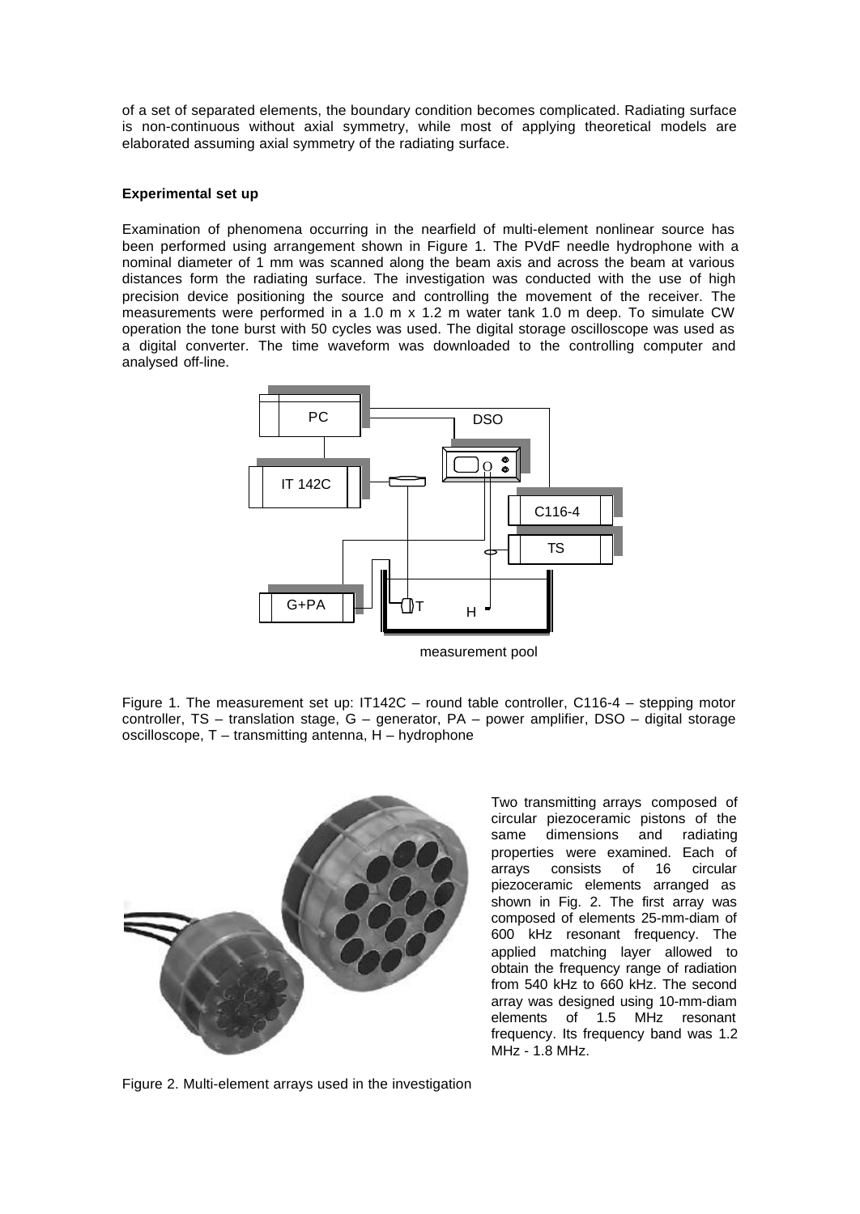of a set of separated elements, the boundary condition becomes complicated. Radiating surface is non-continuous without axial symmetry, while most of applying theoretical models are elaborated assuming axial symmetry of the radiating surface.

**Experimental set up**

Examination of phenomena occurring in the nearfield of multi-element nonlinear source has been performed using arrangement shown in Figure 1. The PVdF needle hydrophone with a nominal diameter of 1 mm was scanned along the beam axis and across the beam at various distances form the radiating surface. The investigation was conducted with the use of high precision device positioning the source and controlling the movement of the receiver. The measurements were performed in a 1.0 m x 1.2 m water tank 1.0 m deep. To simulate CW operation the tone burst with 50 cycles was used. The digital storage oscilloscope was used as a digital converter. The time waveform was downloaded to the controlling computer and analysed off-line.

Figure 1. The measurement set up: IT142C – round table controller, C116-4 – stepping motor controller, TS – translation stage, G – generator, PA – power amplifier, DSO – digital storage oscilloscope, T – transmitting antenna, H – hydrophone

Two transmitting arrays composed of circular piezoceramic pistons of the same dimensions and radiating properties were examined. Each of arrays consists of 16 circular piezoceramic elements arranged as shown in Fig. 2. The first array was composed of elements 25-mm-diam of 600 kHz resonant frequency. The applied matching layer allowed to obtain the frequency range of radiation from 540 kHz to 660 kHz. The second array was designed using 10-mm-diam elements of 1.5 MHz resonant frequency. Its frequency band was 1.2 MHz - 1.8 MHz.

Figure 2. Multi-element arrays used in the investigation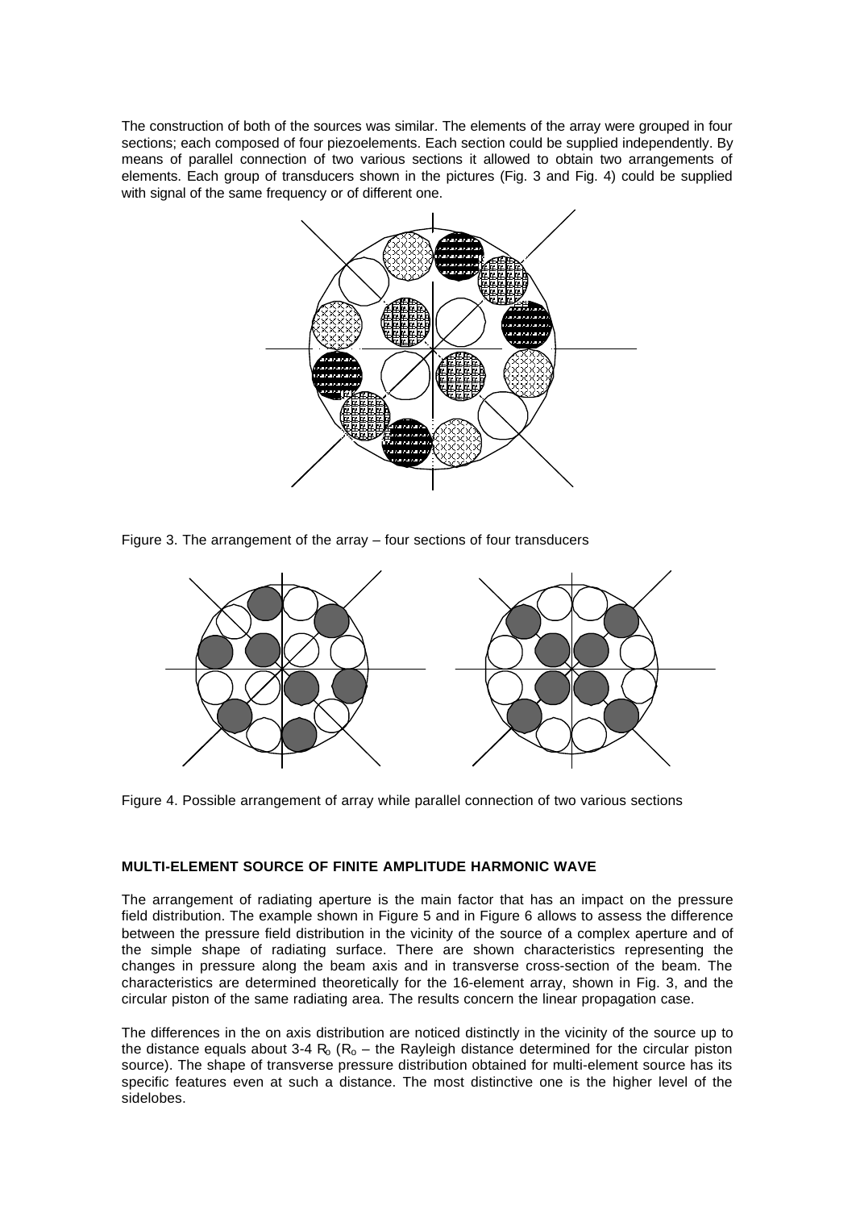The construction of both of the sources was similar. The elements of the array were grouped in four sections; each composed of four piezoelements. Each section could be supplied independently. By means of parallel connection of two various sections it allowed to obtain two arrangements of elements. Each group of transducers shown in the pictures (Fig. 3 and Fig. 4) could be supplied with signal of the same frequency or of different one.

Figure 3. The arrangement of the array – four sections of four transducers

Figure 4. Possible arrangement of array while parallel connection of two various sections

## MULTI-ELEMENT SOURCE OF FINITE AMPLITUDE HARMONIC WAVE

The arrangement of radiating aperture is the main factor that has an impact on the pressure field distribution. The example shown in Figure 5 and in Figure 6 allows to assess the difference between the pressure field distribution in the vicinity of the source of a complex aperture and of the simple shape of radiating surface. There are shown characteristics representing the changes in pressure along the beam axis and in transverse cross-section of the beam. The characteristics are determined theoretically for the 16-element array, shown in Fig. 3, and the circular piston of the same radiating area. The results concern the linear propagation case.

The differences in the on axis distribution are noticed distinctly in the vicinity of the source up to the distance equals about 3-4 $R_o$ ($R_o$ – the Rayleigh distance determined for the circular piston source). The shape of transverse pressure distribution obtained for multi-element source has its specific features even at such a distance. The most distinctive one is the higher level of the sidelobes.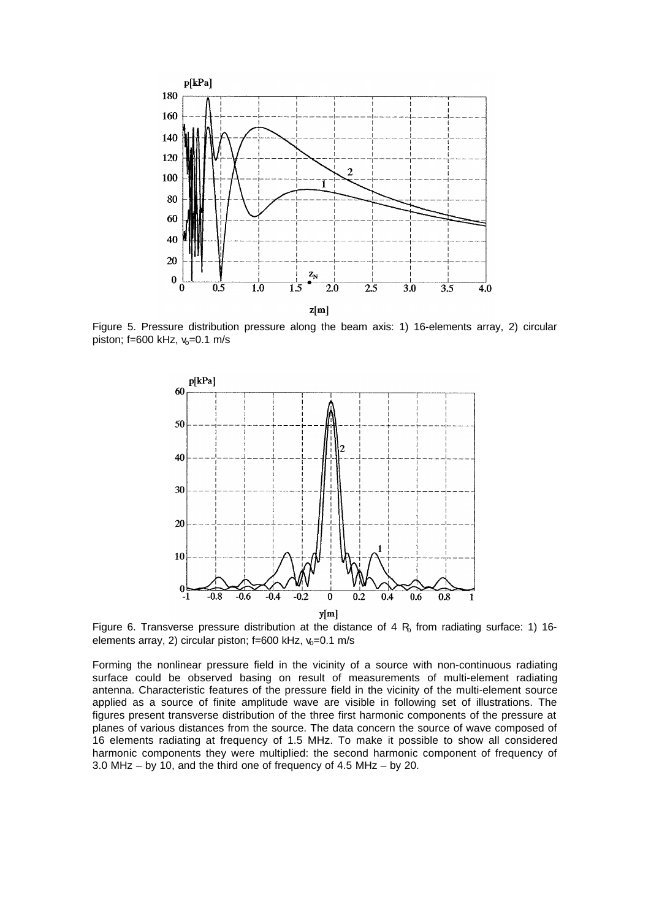Figure 5. Pressure distribution pressure along the beam axis: 1) 16-elements array, 2) circular piston; f=600 kHz, $v_0$=0.1 m/s

Figure 6. Transverse pressure distribution at the distance of 4 $R_0$ from radiating surface: 1) 16-elements array, 2) circular piston; f=600 kHz, $v_0$=0.1 m/s

Forming the nonlinear pressure field in the vicinity of a source with non-continuous radiating surface could be observed basing on result of measurements of multi-element radiating antenna. Characteristic features of the pressure field in the vicinity of the multi-element source applied as a source of finite amplitude wave are visible in following set of illustrations. The figures present transverse distribution of the three first harmonic components of the pressure at planes of various distances from the source. The data concern the source of wave composed of 16 elements radiating at frequency of 1.5 MHz. To make it possible to show all considered harmonic components they were multiplied: the second harmonic component of frequency of 3.0 MHz – by 10, and the third one of frequency of 4.5 MHz – by 20.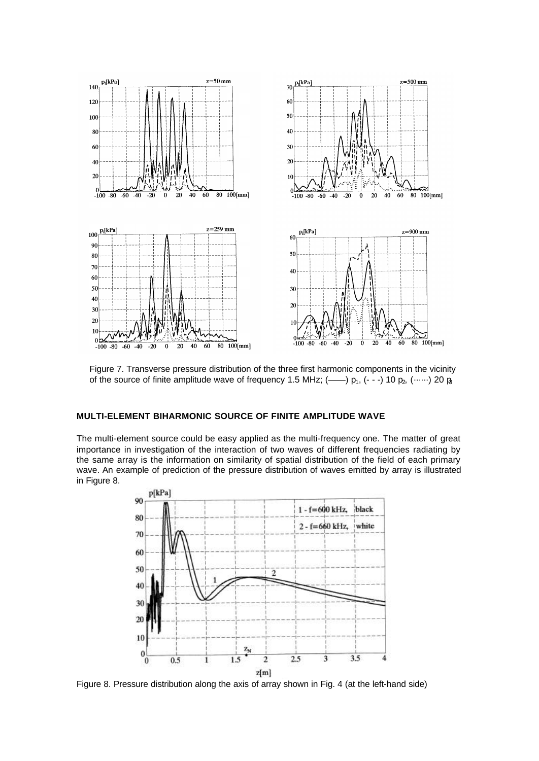Figure 7. Transverse pressure distribution of the three first harmonic components in the vicinity of the source of finite amplitude wave of frequency 1.5 MHz; (——) $p_1$, (- - -) 10 $p_2$, (······) 20 $p_3$

## MULTI-ELEMENT BIHARMONIC SOURCE OF FINITE AMPLITUDE WAVE

The multi-element source could be easy applied as the multi-frequency one. The matter of great importance in investigation of the interaction of two waves of different frequencies radiating by the same array is the information on similarity of spatial distribution of the field of each primary wave. An example of prediction of the pressure distribution of waves emitted by array is illustrated in Figure 8.

Figure 8. Pressure distribution along the axis of array shown in Fig. 4 (at the left-hand side)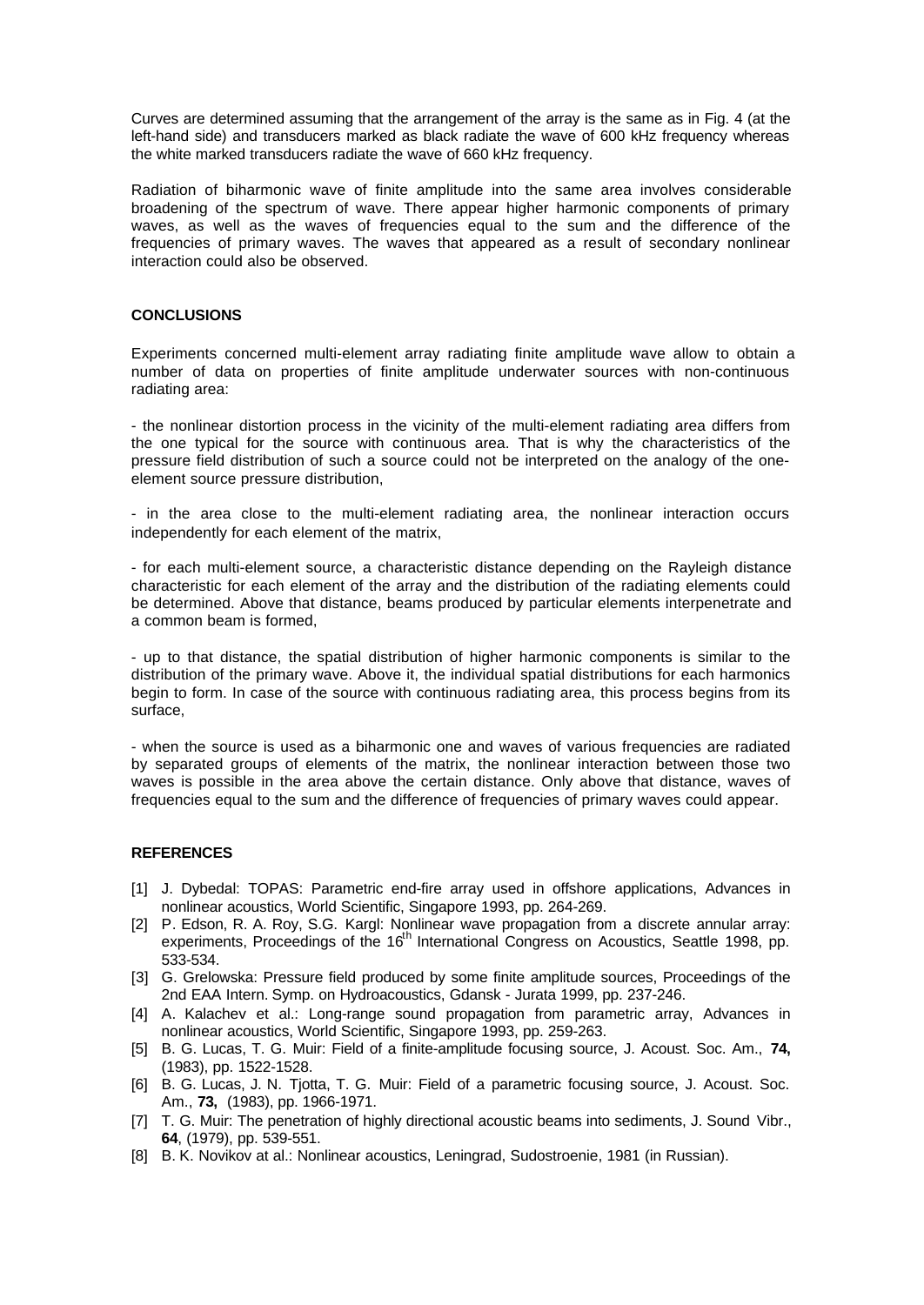Curves are determined assuming that the arrangement of the array is the same as in Fig. 4 (at the left-hand side) and transducers marked as black radiate the wave of 600 kHz frequency whereas the white marked transducers radiate the wave of 660 kHz frequency.

Radiation of biharmonic wave of finite amplitude into the same area involves considerable broadening of the spectrum of wave. There appear higher harmonic components of primary waves, as well as the waves of frequencies equal to the sum and the difference of the frequencies of primary waves. The waves that appeared as a result of secondary nonlinear interaction could also be observed.

## CONCLUSIONS

Experiments concerned multi-element array radiating finite amplitude wave allow to obtain a number of data on properties of finite amplitude underwater sources with non-continuous radiating area:

- the nonlinear distortion process in the vicinity of the multi-element radiating area differs from the one typical for the source with continuous area. That is why the characteristics of the pressure field distribution of such a source could not be interpreted on the analogy of the one-element source pressure distribution,

- in the area close to the multi-element radiating area, the nonlinear interaction occurs independently for each element of the matrix,

- for each multi-element source, a characteristic distance depending on the Rayleigh distance characteristic for each element of the array and the distribution of the radiating elements could be determined. Above that distance, beams produced by particular elements interpenetrate and a common beam is formed,

- up to that distance, the spatial distribution of higher harmonic components is similar to the distribution of the primary wave. Above it, the individual spatial distributions for each harmonics begin to form. In case of the source with continuous radiating area, this process begins from its surface,

- when the source is used as a biharmonic one and waves of various frequencies are radiated by separated groups of elements of the matrix, the nonlinear interaction between those two waves is possible in the area above the certain distance. Only above that distance, waves of frequencies equal to the sum and the difference of frequencies of primary waves could appear.

## REFERENCES

[1] J. Dybedal: TOPAS: Parametric end-fire array used in offshore applications, Advances in nonlinear acoustics, World Scientific, Singapore 1993, pp. 264-269.

[2] P. Edson, R. A. Roy, S.G. Kargl: Nonlinear wave propagation from a discrete annular array: experiments, Proceedings of the 16th International Congress on Acoustics, Seattle 1998, pp. 533-534.

[3] G. Grelowska: Pressure field produced by some finite amplitude sources, Proceedings of the 2nd EAA Intern. Symp. on Hydroacoustics, Gdansk - Jurata 1999, pp. 237-246.

[4] A. Kalachev et al.: Long-range sound propagation from parametric array, Advances in nonlinear acoustics, World Scientific, Singapore 1993, pp. 259-263.

[5] B. G. Lucas, T. G. Muir: Field of a finite-amplitude focusing source, J. Acoust. Soc. Am., **74,** (1983), pp. 1522-1528.

[6] B. G. Lucas, J. N. Tjotta, T. G. Muir: Field of a parametric focusing source, J. Acoust. Soc. Am., **73,** (1983), pp. 1966-1971.

[7] T. G. Muir: The penetration of highly directional acoustic beams into sediments, J. Sound Vibr., **64**, (1979), pp. 539-551.

[8] B. K. Novikov at al.: Nonlinear acoustics, Leningrad, Sudostroenie, 1981 (in Russian).